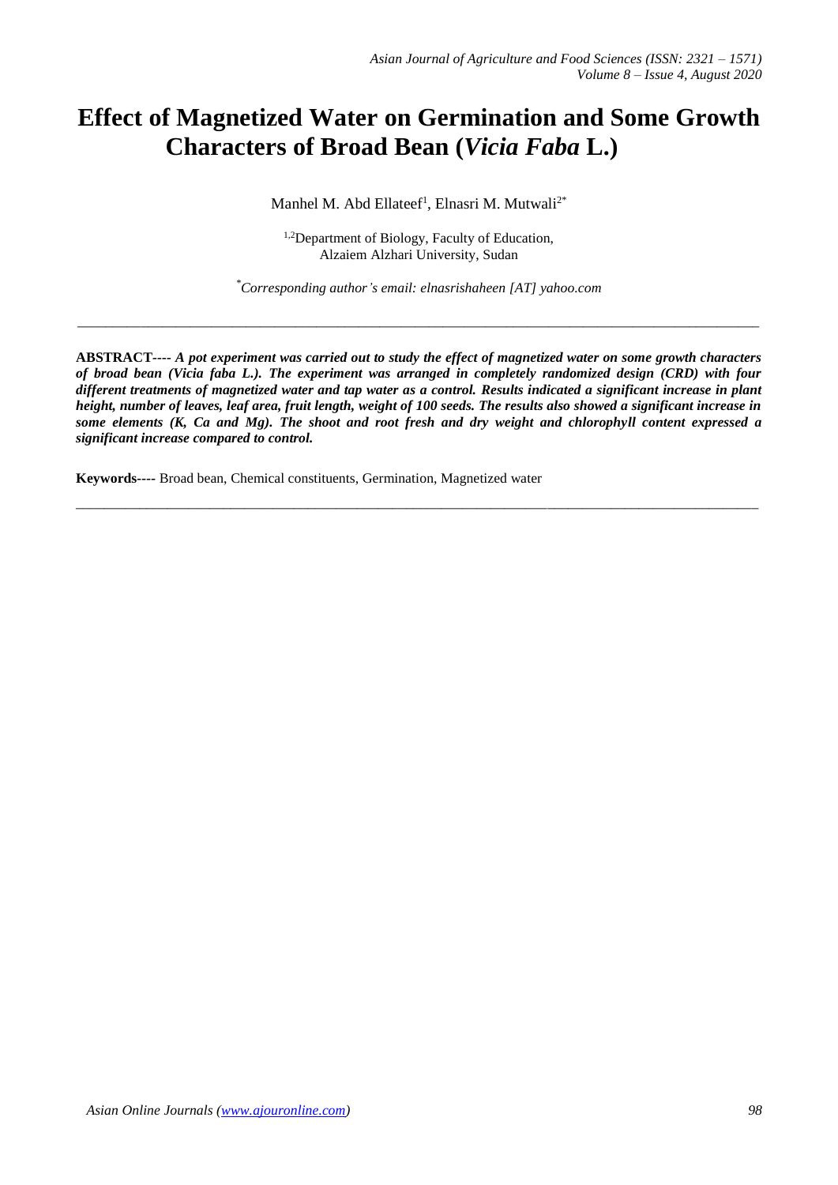# Effect of Magnetized Water on Germination and Some Growth Characters of Broad Bean (*Vicia Faba* L.)

Manhel M. Abd Ellateef[1], Elnasri M. Mutwali[2*]

[1,2]Department of Biology, Faculty of Education, Alzaiem Alzhari University, Sudan

[*]*Corresponding author's email: elnasrishaheen [AT] yahoo.com*

---

**ABSTRACT----** ***A pot experiment was carried out to study the effect of magnetized water on some growth characters of broad bean (Vicia faba L.). The experiment was arranged in completely randomized design (CRD) with four different treatments of magnetized water and tap water as a control. Results indicated a significant increase in plant height, number of leaves, leaf area, fruit length, weight of 100 seeds. The results also showed a significant increase in some elements (K, Ca and Mg). The shoot and root fresh and dry weight and chlorophyll content expressed a significant increase compared to control.***

**Keywords----** Broad bean, Chemical constituents, Germination, Magnetized water

---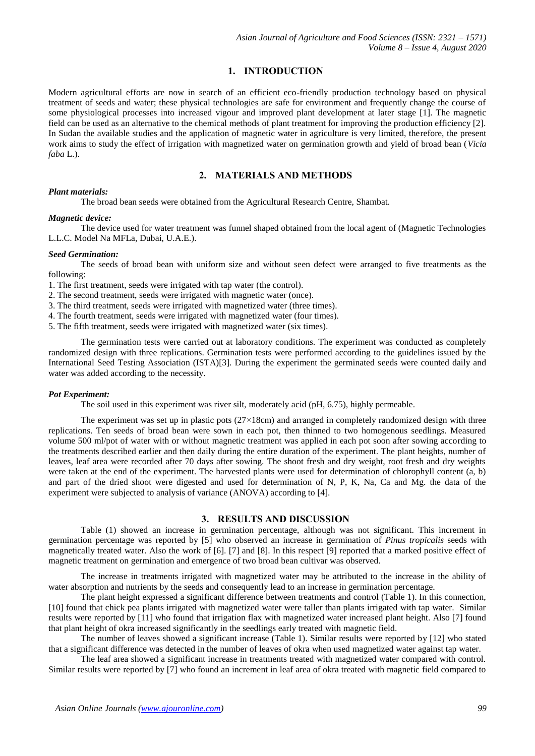## 1. INTRODUCTION

Modern agricultural efforts are now in search of an efficient eco-friendly production technology based on physical treatment of seeds and water; these physical technologies are safe for environment and frequently change the course of some physiological processes into increased vigour and improved plant development at later stage [1]. The magnetic field can be used as an alternative to the chemical methods of plant treatment for improving the production efficiency [2]. In Sudan the available studies and the application of magnetic water in agriculture is very limited, therefore, the present work aims to study the effect of irrigation with magnetized water on germination growth and yield of broad bean (*Vicia faba* L.).

## 2. MATERIALS AND METHODS

***Plant materials:***

The broad bean seeds were obtained from the Agricultural Research Centre, Shambat.

***Magnetic device:***

The device used for water treatment was funnel shaped obtained from the local agent of (Magnetic Technologies L.L.C. Model Na MFLa, Dubai, U.A.E.).

***Seed Germination:***

The seeds of broad bean with uniform size and without seen defect were arranged to five treatments as the following:

1. The first treatment, seeds were irrigated with tap water (the control).
2. The second treatment, seeds were irrigated with magnetic water (once).
3. The third treatment, seeds were irrigated with magnetized water (three times).
4. The fourth treatment, seeds were irrigated with magnetized water (four times).
5. The fifth treatment, seeds were irrigated with magnetized water (six times).

The germination tests were carried out at laboratory conditions. The experiment was conducted as completely randomized design with three replications. Germination tests were performed according to the guidelines issued by the International Seed Testing Association (ISTA)[3]. During the experiment the germinated seeds were counted daily and water was added according to the necessity.

***Pot Experiment:***

The soil used in this experiment was river silt, moderately acid (pH, 6.75), highly permeable.

The experiment was set up in plastic pots (27×18cm) and arranged in completely randomized design with three replications. Ten seeds of broad bean were sown in each pot, then thinned to two homogenous seedlings. Measured volume 500 ml/pot of water with or without magnetic treatment was applied in each pot soon after sowing according to the treatments described earlier and then daily during the entire duration of the experiment. The plant heights, number of leaves, leaf area were recorded after 70 days after sowing. The shoot fresh and dry weight, root fresh and dry weights were taken at the end of the experiment. The harvested plants were used for determination of chlorophyll content (a, b) and part of the dried shoot were digested and used for determination of N, P, K, Na, Ca and Mg. the data of the experiment were subjected to analysis of variance (ANOVA) according to [4].

## 3. RESULTS AND DISCUSSION

Table (1) showed an increase in germination percentage, although was not significant. This increment in germination percentage was reported by [5] who observed an increase in germination of *Pinus tropicalis* seeds with magnetically treated water. Also the work of [6]. [7] and [8]. In this respect [9] reported that a marked positive effect of magnetic treatment on germination and emergence of two broad bean cultivar was observed.

The increase in treatments irrigated with magnetized water may be attributed to the increase in the ability of water absorption and nutrients by the seeds and consequently lead to an increase in germination percentage.

The plant height expressed a significant difference between treatments and control (Table 1). In this connection, [10] found that chick pea plants irrigated with magnetized water were taller than plants irrigated with tap water. Similar results were reported by [11] who found that irrigation flax with magnetized water increased plant height. Also [7] found that plant height of okra increased significantly in the seedlings early treated with magnetic field.

The number of leaves showed a significant increase (Table 1). Similar results were reported by [12] who stated that a significant difference was detected in the number of leaves of okra when used magnetized water against tap water.

The leaf area showed a significant increase in treatments treated with magnetized water compared with control. Similar results were reported by [7] who found an increment in leaf area of okra treated with magnetic field compared to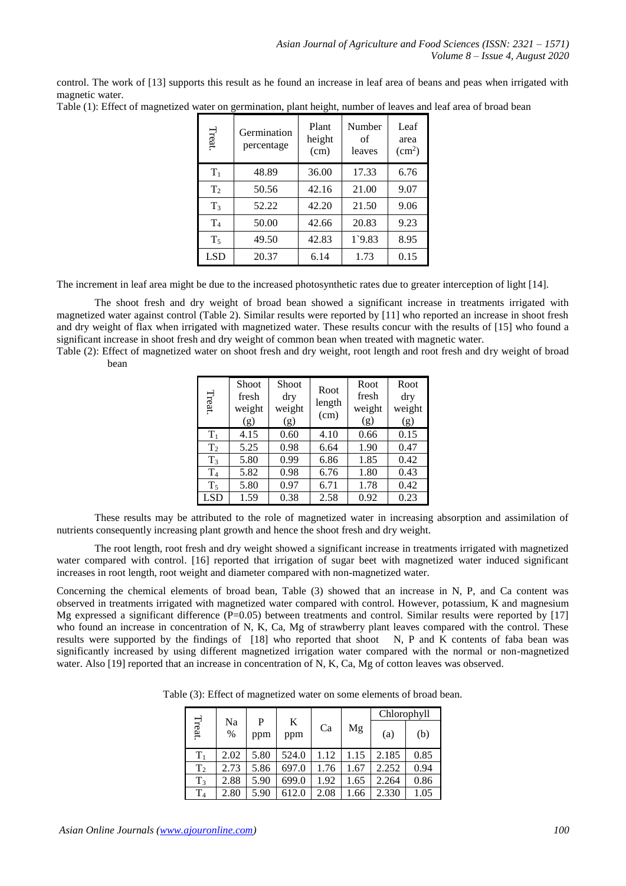control. The work of [13] supports this result as he found an increase in leaf area of beans and peas when irrigated with magnetic water.

Table (1): Effect of magnetized water on germination, plant height, number of leaves and leaf area of broad bean

| Treat. | Germination percentage | Plant height (cm) | Number of leaves | Leaf area ($cm^2$) |
|---|---|---|---|---|
| $T_1$ | 48.89 | 36.00 | 17.33 | 6.76 |
| $T_2$ | 50.56 | 42.16 | 21.00 | 9.07 |
| $T_3$ | 52.22 | 42.20 | 21.50 | 9.06 |
| $T_4$ | 50.00 | 42.66 | 20.83 | 9.23 |
| $T_5$ | 49.50 | 42.83 | 1`9.83 | 8.95 |
| LSD | 20.37 | 6.14 | 1.73 | 0.15 |

The increment in leaf area might be due to the increased photosynthetic rates due to greater interception of light [14].

The shoot fresh and dry weight of broad bean showed a significant increase in treatments irrigated with magnetized water against control (Table 2). Similar results were reported by [11] who reported an increase in shoot fresh and dry weight of flax when irrigated with magnetized water. These results concur with the results of [15] who found a significant increase in shoot fresh and dry weight of common bean when treated with magnetic water.

Table (2): Effect of magnetized water on shoot fresh and dry weight, root length and root fresh and dry weight of broad bean

| Treat. | Shoot fresh weight (g) | Shoot dry weight (g) | Root length (cm) | Root fresh weight (g) | Root dry weight (g) |
|---|---|---|---|---|---|
| $T_1$ | 4.15 | 0.60 | 4.10 | 0.66 | 0.15 |
| $T_2$ | 5.25 | 0.98 | 6.64 | 1.90 | 0.47 |
| $T_3$ | 5.80 | 0.99 | 6.86 | 1.85 | 0.42 |
| $T_4$ | 5.82 | 0.98 | 6.76 | 1.80 | 0.43 |
| $T_5$ | 5.80 | 0.97 | 6.71 | 1.78 | 0.42 |
| LSD | 1.59 | 0.38 | 2.58 | 0.92 | 0.23 |

These results may be attributed to the role of magnetized water in increasing absorption and assimilation of nutrients consequently increasing plant growth and hence the shoot fresh and dry weight.

The root length, root fresh and dry weight showed a significant increase in treatments irrigated with magnetized water compared with control. [16] reported that irrigation of sugar beet with magnetized water induced significant increases in root length, root weight and diameter compared with non-magnetized water.

Concerning the chemical elements of broad bean, Table (3) showed that an increase in N, P, and Ca content was observed in treatments irrigated with magnetized water compared with control. However, potassium, K and magnesium Mg expressed a significant difference ($P=0.05$) between treatments and control. Similar results were reported by [17] who found an increase in concentration of N, K, Ca, Mg of strawberry plant leaves compared with the control. These results were supported by the findings of [18] who reported that shoot N, P and K contents of faba bean was significantly increased by using different magnetized irrigation water compared with the normal or non-magnetized water. Also [19] reported that an increase in concentration of N, K, Ca, Mg of cotton leaves was observed.

Table (3): Effect of magnetized water on some elements of broad bean.

| Treat. | Na % | P ppm | K ppm | Ca | Mg | Chlorophyll (a) | Chlorophyll (b) |
|---|---|---|---|---|---|---|---|
| $T_1$ | 2.02 | 5.80 | 524.0 | 1.12 | 1.15 | 2.185 | 0.85 |
| $T_2$ | 2.73 | 5.86 | 697.0 | 1.76 | 1.67 | 2.252 | 0.94 |
| $T_3$ | 2.88 | 5.90 | 699.0 | 1.92 | 1.65 | 2.264 | 0.86 |
| $T_4$ | 2.80 | 5.90 | 612.0 | 2.08 | 1.66 | 2.330 | 1.05 |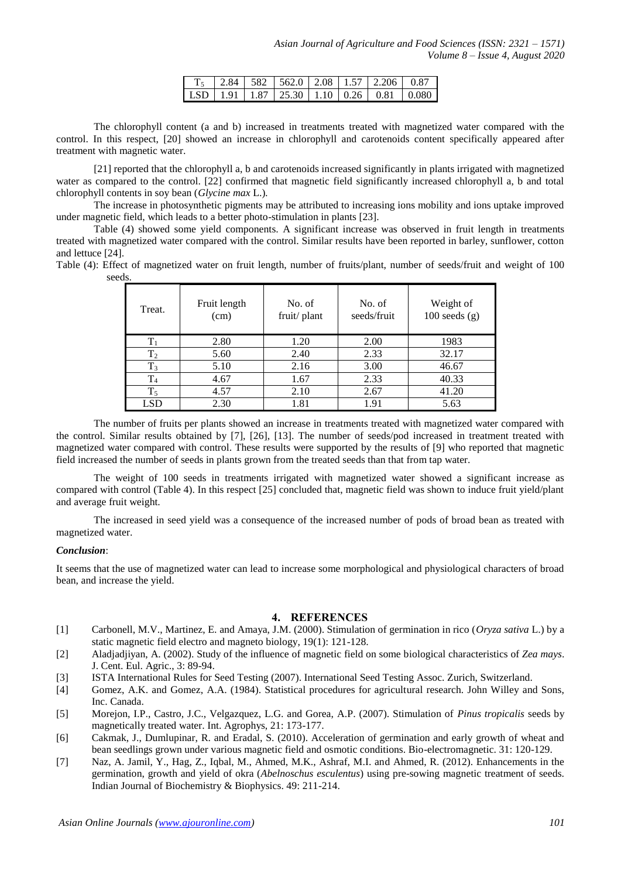| $T_5$ | 2.84 | 582 | 562.0 | 2.08 | 1.57 | 2.206 | 0.87 |
|---|---|---|---|---|---|---|---|
| LSD | 1.91 | 1.87 | 25.30 | 1.10 | 0.26 | 0.81 | 0.080 |

The chlorophyll content (a and b) increased in treatments treated with magnetized water compared with the control. In this respect, [20] showed an increase in chlorophyll and carotenoids content specifically appeared after treatment with magnetic water.

[21] reported that the chlorophyll a, b and carotenoids increased significantly in plants irrigated with magnetized water as compared to the control. [22] confirmed that magnetic field significantly increased chlorophyll a, b and total chlorophyll contents in soy bean (*Glycine max* L.).

The increase in photosynthetic pigments may be attributed to increasing ions mobility and ions uptake improved under magnetic field, which leads to a better photo-stimulation in plants [23].

Table (4) showed some yield components. A significant increase was observed in fruit length in treatments treated with magnetized water compared with the control. Similar results have been reported in barley, sunflower, cotton and lettuce [24].

Table (4): Effect of magnetized water on fruit length, number of fruits/plant, number of seeds/fruit and weight of 100 seeds.

| Treat. | Fruit length (cm) | No. of fruit/ plant | No. of seeds/fruit | Weight of 100 seeds (g) |
|---|---|---|---|---|
| $T_1$ | 2.80 | 1.20 | 2.00 | 1983 |
| $T_2$ | 5.60 | 2.40 | 2.33 | 32.17 |
| $T_3$ | 5.10 | 2.16 | 3.00 | 46.67 |
| $T_4$ | 4.67 | 1.67 | 2.33 | 40.33 |
| $T_5$ | 4.57 | 2.10 | 2.67 | 41.20 |
| LSD | 2.30 | 1.81 | 1.91 | 5.63 |

The number of fruits per plants showed an increase in treatments treated with magnetized water compared with the control. Similar results obtained by [7], [26], [13]. The number of seeds/pod increased in treatment treated with magnetized water compared with control. These results were supported by the results of [9] who reported that magnetic field increased the number of seeds in plants grown from the treated seeds than that from tap water.

The weight of 100 seeds in treatments irrigated with magnetized water showed a significant increase as compared with control (Table 4). In this respect [25] concluded that, magnetic field was shown to induce fruit yield/plant and average fruit weight.

The increased in seed yield was a consequence of the increased number of pods of broad bean as treated with magnetized water.

***Conclusion***:

It seems that the use of magnetized water can lead to increase some morphological and physiological characters of broad bean, and increase the yield.

## 4. REFERENCES

[1] Carbonell, M.V., Martinez, E. and Amaya, J.M. (2000). Stimulation of germination in rico (*Oryza sativa* L.) by a static magnetic field electro and magneto biology, 19(1): 121-128.

[2] Aladjadjiyan, A. (2002). Study of the influence of magnetic field on some biological characteristics of *Zea mays*. J. Cent. Eul. Agric., 3: 89-94.

[3] ISTA International Rules for Seed Testing (2007). International Seed Testing Assoc. Zurich, Switzerland.

[4] Gomez, A.K. and Gomez, A.A. (1984). Statistical procedures for agricultural research. John Willey and Sons, Inc. Canada.

[5] Morejon, I.P., Castro, J.C., Velgazquez, L.G. and Gorea, A.P. (2007). Stimulation of *Pinus tropicalis* seeds by magnetically treated water. Int. Agrophys, 21: 173-177.

[6] Cakmak, J., Dumlupinar, R. and Eradal, S. (2010). Acceleration of germination and early growth of wheat and bean seedlings grown under various magnetic field and osmotic conditions. Bio-electromagnetic. 31: 120-129.

[7] Naz, A. Jamil, Y., Hag, Z., Iqbal, M., Ahmed, M.K., Ashraf, M.I. and Ahmed, R. (2012). Enhancements in the germination, growth and yield of okra (*Abelnoschus esculentus*) using pre-sowing magnetic treatment of seeds. Indian Journal of Biochemistry & Biophysics. 49: 211-214.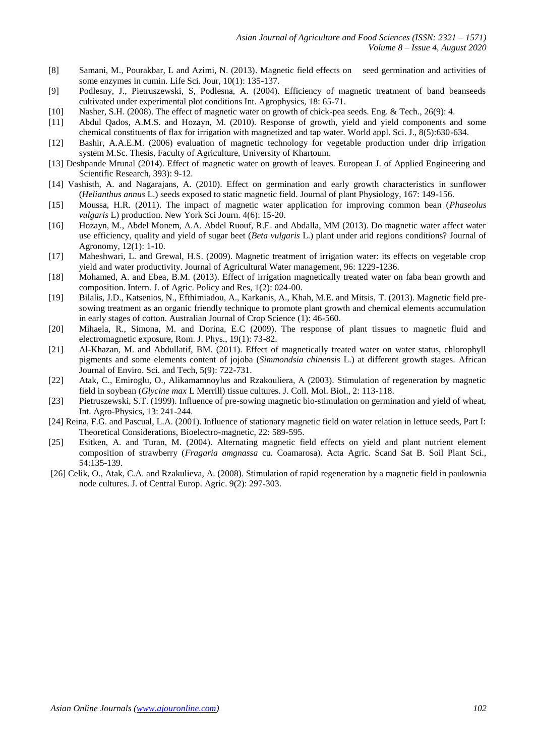[8] Samani, M., Pourakbar, L and Azimi, N. (2013). Magnetic field effects on seed germination and activities of some enzymes in cumin. Life Sci. Jour, 10(1): 135-137.

[9] Podlesny, J., Pietruszewski, S, Podlesna, A. (2004). Efficiency of magnetic treatment of band beanseeds cultivated under experimental plot conditions Int. Agrophysics, 18: 65-71.

[10] Nasher, S.H. (2008). The effect of magnetic water on growth of chick-pea seeds. Eng. & Tech., 26(9): 4.

[11] Abdul Qados, A.M.S. and Hozayn, M. (2010). Response of growth, yield and yield components and some chemical constituents of flax for irrigation with magnetized and tap water. World appl. Sci. J., 8(5):630-634.

[12] Bashir, A.A.E.M. (2006) evaluation of magnetic technology for vegetable production under drip irrigation system M.Sc. Thesis, Faculty of Agriculture, University of Khartoum.

[13] Deshpande Mrunal (2014). Effect of magnetic water on growth of leaves. European J. of Applied Engineering and Scientific Research, 393): 9-12.

[14] Vashisth, A. and Nagarajans, A. (2010). Effect on germination and early growth characteristics in sunflower (*Helianthus annus* L.) seeds exposed to static magnetic field. Journal of plant Physiology, 167: 149-156.

[15] Moussa, H.R. (2011). The impact of magnetic water application for improving common bean (*Phaseolus vulgaris* L) production. New York Sci Journ. 4(6): 15-20.

[16] Hozayn, M., Abdel Monem, A.A. Abdel Ruouf, R.E. and Abdalla, MM (2013). Do magnetic water affect water use efficiency, quality and yield of sugar beet (*Beta vulgaris* L.) plant under arid regions conditions? Journal of Agronomy, 12(1): 1-10.

[17] Maheshwari, L. and Grewal, H.S. (2009). Magnetic treatment of irrigation water: its effects on vegetable crop yield and water productivity. Journal of Agricultural Water management, 96: 1229-1236.

[18] Mohamed, A. and Ebea, B.M. (2013). Effect of irrigation magnetically treated water on faba bean growth and composition. Intern. J. of Agric. Policy and Res, 1(2): 024-00.

[19] Bilalis, J.D., Katsenios, N., Efthimiadou, A., Karkanis, A., Khah, M.E. and Mitsis, T. (2013). Magnetic field pre-sowing treatment as an organic friendly technique to promote plant growth and chemical elements accumulation in early stages of cotton. Australian Journal of Crop Science (1): 46-560.

[20] Mihaela, R., Simona, M. and Dorina, E.C (2009). The response of plant tissues to magnetic fluid and electromagnetic exposure, Rom. J. Phys., 19(1): 73-82.

[21] Al-Khazan, M. and Abdullatif, BM. (2011). Effect of magnetically treated water on water status, chlorophyll pigments and some elements content of jojoba (*Simmondsia chinensis* L.) at different growth stages. African Journal of Enviro. Sci. and Tech, 5(9): 722-731.

[22] Atak, C., Emiroglu, O., Alikamamnoylus and Rzakouliera, A (2003). Stimulation of regeneration by magnetic field in soybean (*Glycine max* L Merrill) tissue cultures. J. Coll. Mol. Biol., 2: 113-118.

[23] Pietruszewski, S.T. (1999). Influence of pre-sowing magnetic bio-stimulation on germination and yield of wheat, Int. Agro-Physics, 13: 241-244.

[24] Reina, F.G. and Pascual, L.A. (2001). Influence of stationary magnetic field on water relation in lettuce seeds, Part I: Theoretical Considerations, Bioelectro-magnetic, 22: 589-595.

[25] Esitken, A. and Turan, M. (2004). Alternating magnetic field effects on yield and plant nutrient element composition of strawberry (*Fragaria amgnassa* cu. Coamarosa). Acta Agric. Scand Sat B. Soil Plant Sci., 54:135-139.

[26] Celik, O., Atak, C.A. and Rzakulieva, A. (2008). Stimulation of rapid regeneration by a magnetic field in paulownia node cultures. J. of Central Europ. Agric. 9(2): 297-303.